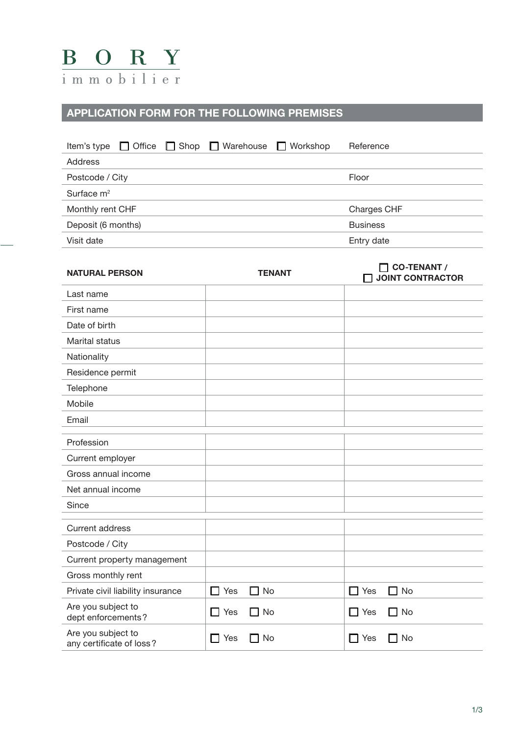BORY
immobilier

## APPLICATION FORM FOR THE FOLLOWING PREMISES

| Item's type ☐ Office ☐ Shop ☐ Warehouse ☐ Workshop | Reference |
|---|---|
| Address | |
| Postcode / City | Floor |
| Surface m² | |
| Monthly rent CHF | Charges CHF |
| Deposit (6 months) | Business |
| Visit date | Entry date |

| NATURAL PERSON | TENANT | ☐ CO-TENANT / ☐ JOINT CONTRACTOR |
|---|---|---|
| Last name | | |
| First name | | |
| Date of birth | | |
| Marital status | | |
| Nationality | | |
| Residence permit | | |
| Telephone | | |
| Mobile | | |
| Email | | |
| Profession | | |
| Current employer | | |
| Gross annual income | | |
| Net annual income | | |
| Since | | |
| Current address | | |
| Postcode / City | | |
| Current property management | | |
| Gross monthly rent | | |
| Private civil liability insurance | ☐ Yes ☐ No | ☐ Yes ☐ No |
| Are you subject to dept enforcements? | ☐ Yes ☐ No | ☐ Yes ☐ No |
| Are you subject to any certificate of loss? | ☐ Yes ☐ No | ☐ Yes ☐ No |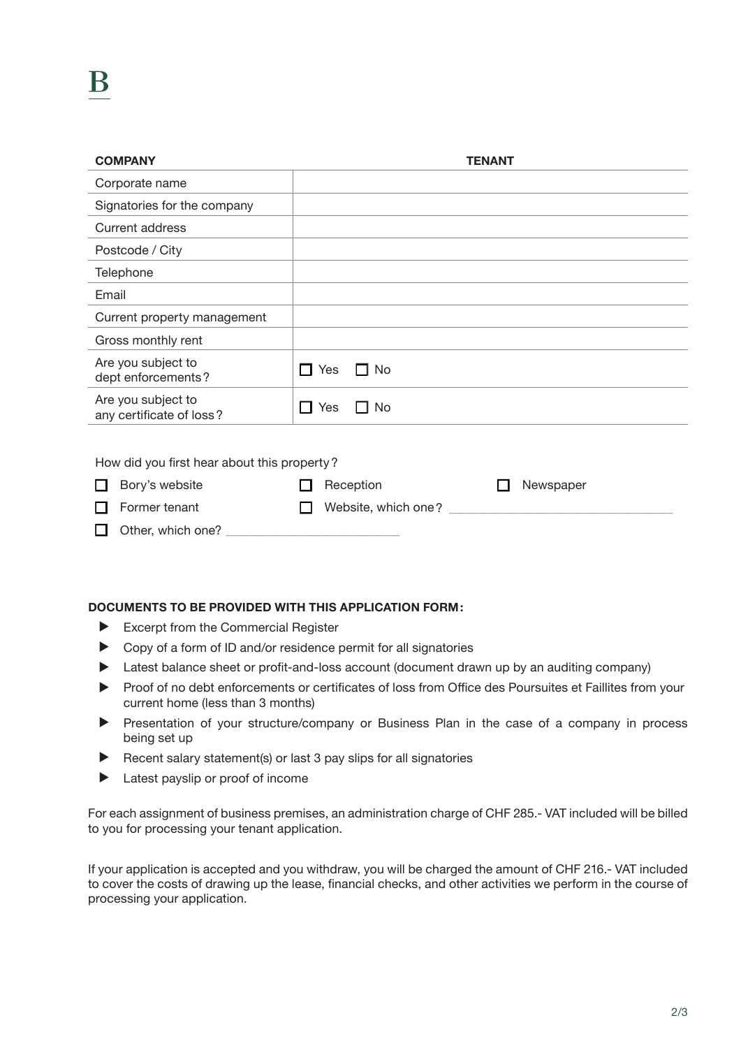B

| COMPANY | TENANT |
| --- | --- |
| Corporate name | |
| Signatories for the company | |
| Current address | |
| Postcode / City | |
| Telephone | |
| Email | |
| Current property management | |
| Gross monthly rent | |
| Are you subject to dept enforcements? | ☐ Yes ☐ No |
| Are you subject to any certificate of loss? | ☐ Yes ☐ No |

How did you first hear about this property?

☐ Bory's website ☐ Reception ☐ Newspaper

☐ Former tenant ☐ Website, which one? ___________________________

☐ Other, which one? ___________________________

**DOCUMENTS TO BE PROVIDED WITH THIS APPLICATION FORM:**

- Excerpt from the Commercial Register
- Copy of a form of ID and/or residence permit for all signatories
- Latest balance sheet or profit-and-loss account (document drawn up by an auditing company)
- Proof of no debt enforcements or certificates of loss from Office des Poursuites et Faillites from your current home (less than 3 months)
- Presentation of your structure/company or Business Plan in the case of a company in process being set up
- Recent salary statement(s) or last 3 pay slips for all signatories
- Latest payslip or proof of income

For each assignment of business premises, an administration charge of CHF 285.- VAT included will be billed to you for processing your tenant application.

If your application is accepted and you withdraw, you will be charged the amount of CHF 216.- VAT included to cover the costs of drawing up the lease, financial checks, and other activities we perform in the course of processing your application.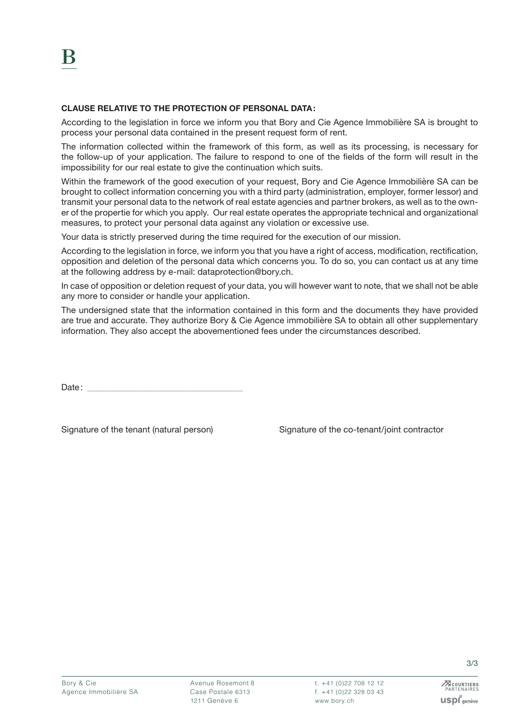**CLAUSE RELATIVE TO THE PROTECTION OF PERSONAL DATA:**

According to the legislation in force we inform you that Bory and Cie Agence Immobilière SA is brought to process your personal data contained in the present request form of rent.

The information collected within the framework of this form, as well as its processing, is necessary for the follow-up of your application. The failure to respond to one of the fields of the form will result in the impossibility for our real estate to give the continuation which suits.

Within the framework of the good execution of your request, Bory and Cie Agence Immobilière SA can be brought to collect information concerning you with a third party (administration, employer, former lessor) and transmit your personal data to the network of real estate agencies and partner brokers, as well as to the owner of the propertie for which you apply. Our real estate operates the appropriate technical and organizational measures, to protect your personal data against any violation or excessive use.

Your data is strictly preserved during the time required for the execution of our mission.

According to the legislation in force, we inform you that you have a right of access, modification, rectification, opposition and deletion of the personal data which concerns you. To do so, you can contact us at any time at the following address by e-mail: dataprotection@bory.ch.

In case of opposition or deletion request of your data, you will however want to note, that we shall not be able any more to consider or handle your application.

The undersigned state that the information contained in this form and the documents they have provided are true and accurate. They authorize Bory & Cie Agence immobilière SA to obtain all other supplementary information. They also accept the abovementioned fees under the circumstances described.

Date: ______________________________

Signature of the tenant (natural person)

Signature of the co-tenant/joint contractor

Bory & Cie
Agence Immobilière SA

Avenue Rosemont 8
Case Postale 6313
1211 Genève 6

t. +41 (0)22 708 12 12
f. +41 (0)22 328 03 43
www.bory.ch